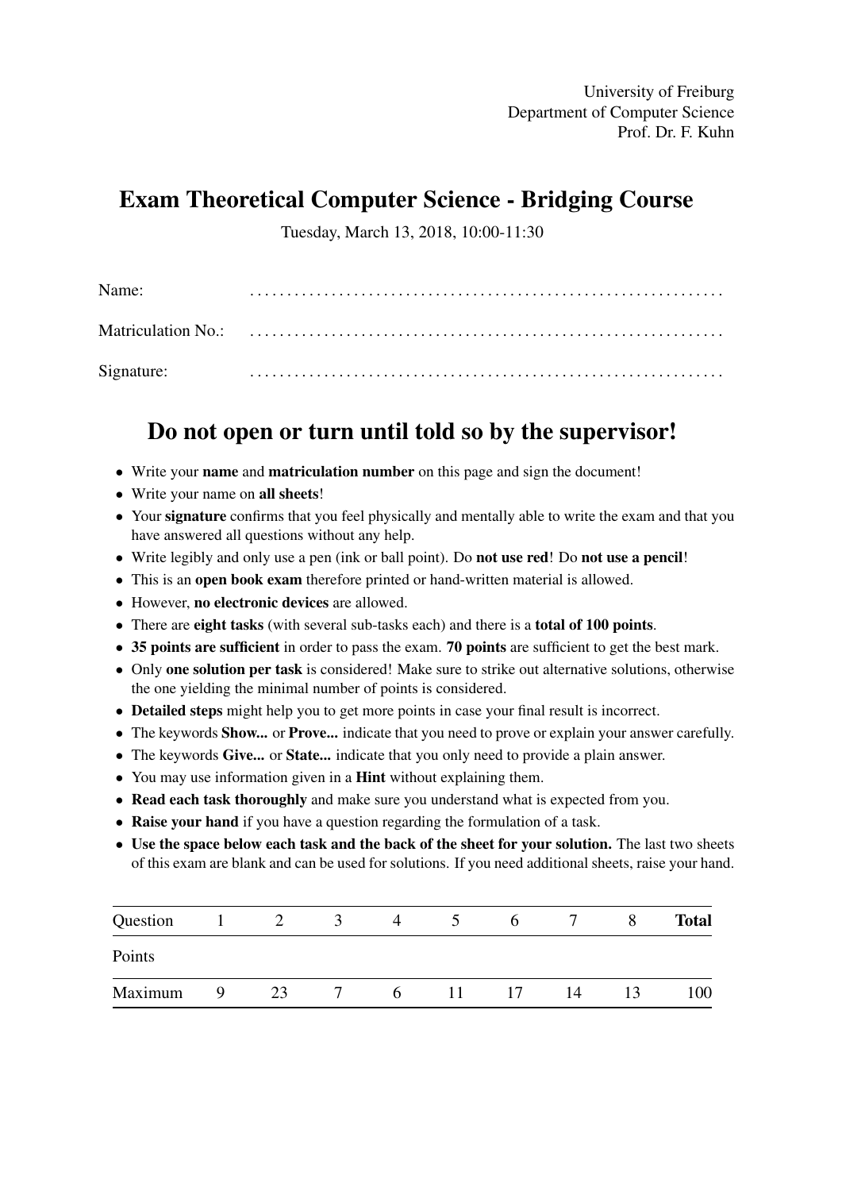University of Freiburg
Department of Computer Science
Prof. Dr. F. Kuhn

# Exam Theoretical Computer Science - Bridging Course

Tuesday, March 13, 2018, 10:00-11:30

Name: ...............................................................

Matriculation No.: ...............................................................

Signature: ...............................................................

## Do not open or turn until told so by the supervisor!

- Write your **name** and **matriculation number** on this page and sign the document!
- Write your name on **all sheets**!
- Your **signature** confirms that you feel physically and mentally able to write the exam and that you have answered all questions without any help.
- Write legibly and only use a pen (ink or ball point). Do **not use red**! Do **not use a pencil**!
- This is an **open book exam** therefore printed or hand-written material is allowed.
- However, **no electronic devices** are allowed.
- There are **eight tasks** (with several sub-tasks each) and there is a **total of 100 points**.
- **35 points are sufficient** in order to pass the exam. **70 points** are sufficient to get the best mark.
- Only **one solution per task** is considered! Make sure to strike out alternative solutions, otherwise the one yielding the minimal number of points is considered.
- **Detailed steps** might help you to get more points in case your final result is incorrect.
- The keywords **Show...** or **Prove...** indicate that you need to prove or explain your answer carefully.
- The keywords **Give...** or **State...** indicate that you only need to provide a plain answer.
- You may use information given in a **Hint** without explaining them.
- **Read each task thoroughly** and make sure you understand what is expected from you.
- **Raise your hand** if you have a question regarding the formulation of a task.
- **Use the space below each task and the back of the sheet for your solution.** The last two sheets of this exam are blank and can be used for solutions. If you need additional sheets, raise your hand.

| Question | 1 | 2 | 3 | 4 | 5 | 6 | 7 | 8 | **Total** |
|---|---|---|---|---|---|---|---|---|---|
| Points | | | | | | | | | |
| Maximum | 9 | 23 | 7 | 6 | 11 | 17 | 14 | 13 | 100 |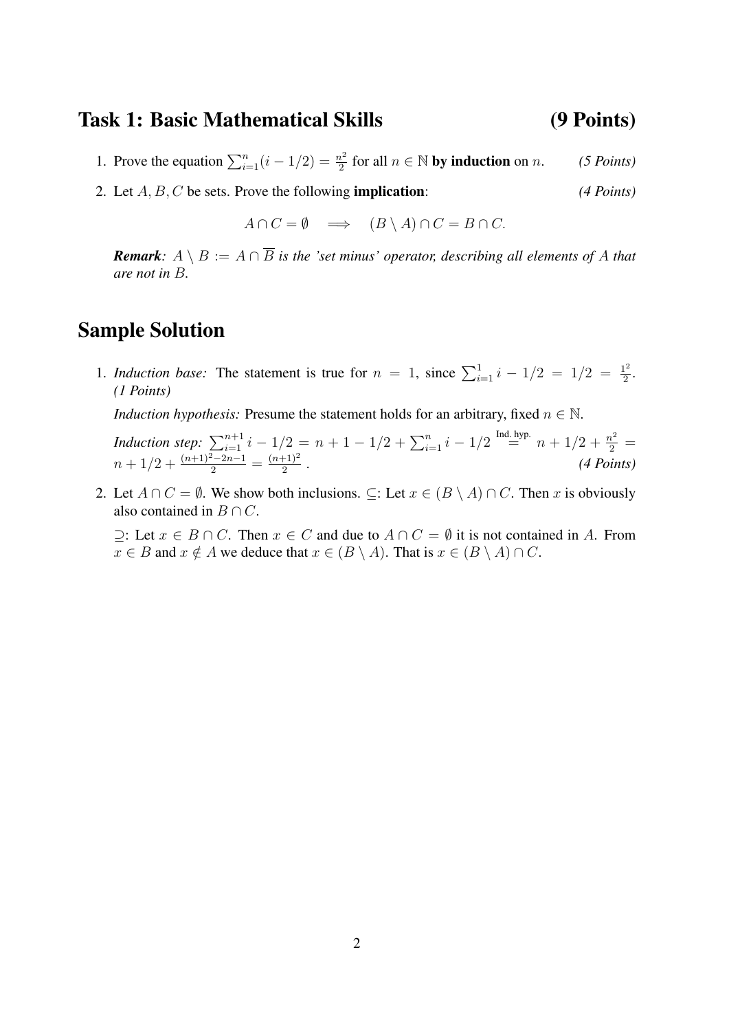## Task 1: Basic Mathematical Skills (9 Points)

1. Prove the equation $\sum_{i=1}^{n}(i - 1/2) = \frac{n^2}{2}$ for all $n \in \mathbb{N}$ **by induction** on $n$. *(5 Points)*

2. Let $A, B, C$ be sets. Prove the following **implication**: *(4 Points)*

$$A \cap C = \emptyset \quad \Longrightarrow \quad (B \setminus A) \cap C = B \cap C.$$

***Remark**: $A \setminus B := A \cap \overline{B}$ is the 'set minus' operator, describing all elements of $A$ that are not in $B$.*

## Sample Solution

1. *Induction base:* The statement is true for $n = 1$, since $\sum_{i=1}^{1} i - 1/2 = 1/2 = \frac{1^2}{2}$. *(1 Points)*

   *Induction hypothesis:* Presume the statement holds for an arbitrary, fixed $n \in \mathbb{N}$.

   *Induction step:* $\sum_{i=1}^{n+1} i - 1/2 = n + 1 - 1/2 + \sum_{i=1}^{n} i - 1/2 \overset{\text{Ind. hyp.}}{=} n + 1/2 + \frac{n^2}{2} = n + 1/2 + \frac{(n+1)^2 - 2n - 1}{2} = \frac{(n+1)^2}{2}$. *(4 Points)*

2. Let $A \cap C = \emptyset$. We show both inclusions. $\subseteq$: Let $x \in (B \setminus A) \cap C$. Then $x$ is obviously also contained in $B \cap C$.

   $\supseteq$: Let $x \in B \cap C$. Then $x \in C$ and due to $A \cap C = \emptyset$ it is not contained in $A$. From $x \in B$ and $x \notin A$ we deduce that $x \in (B \setminus A)$. That is $x \in (B \setminus A) \cap C$.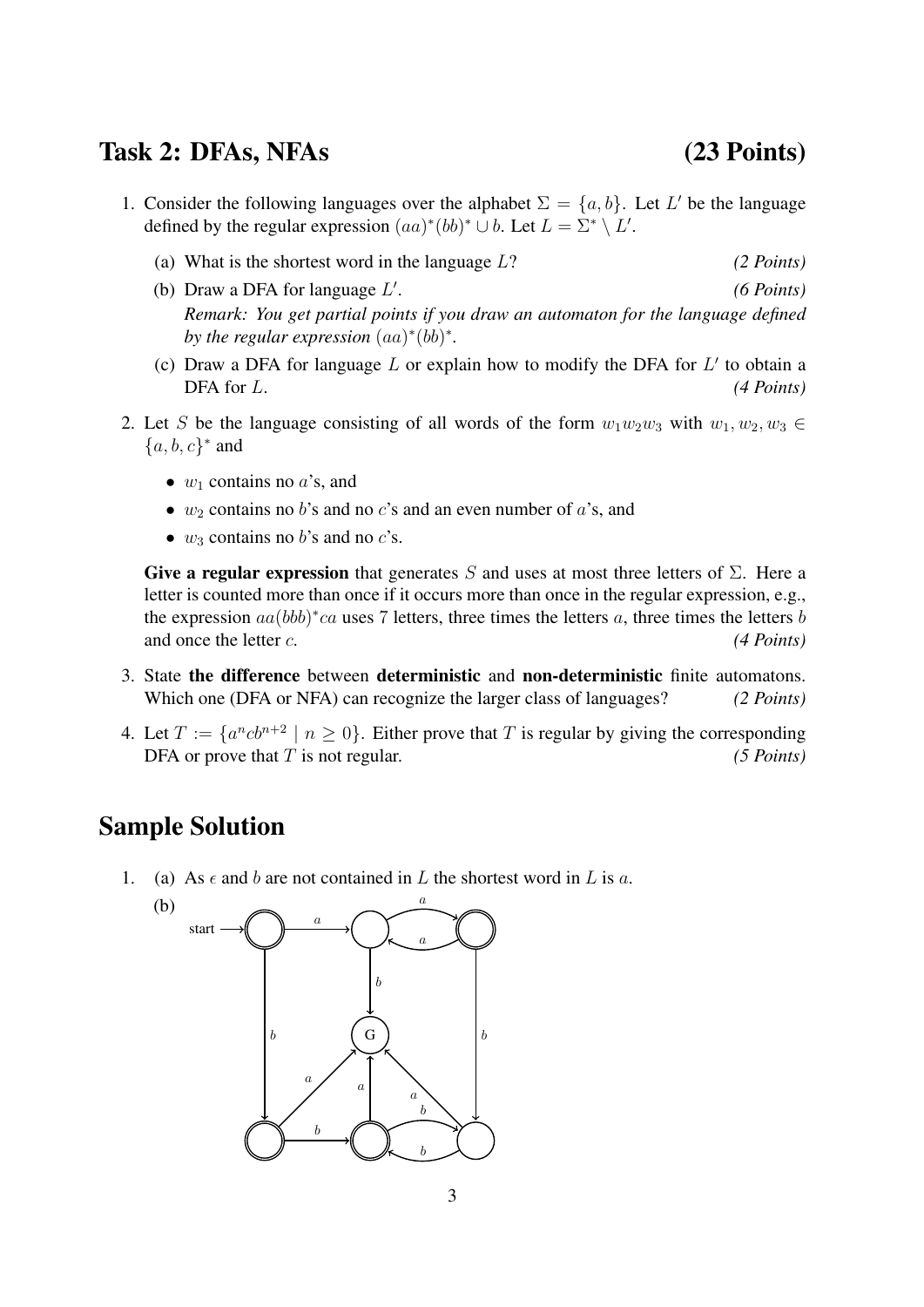## Task 2: DFAs, NFAs (23 Points)

1. Consider the following languages over the alphabet $\Sigma = \{a, b\}$. Let $L'$ be the language defined by the regular expression $(aa)^*(bb)^* \cup b$. Let $L = \Sigma^* \setminus L'$.

   (a) What is the shortest word in the language $L$? *(2 Points)*

   (b) Draw a DFA for language $L'$. *(6 Points)*
   *Remark: You get partial points if you draw an automaton for the language defined by the regular expression $(aa)^*(bb)^*$.*

   (c) Draw a DFA for language $L$ or explain how to modify the DFA for $L'$ to obtain a DFA for $L$. *(4 Points)*

2. Let $S$ be the language consisting of all words of the form $w_1w_2w_3$ with $w_1, w_2, w_3 \in \{a, b, c\}^*$ and

   - $w_1$ contains no $a$'s, and
   - $w_2$ contains no $b$'s and no $c$'s and an even number of $a$'s, and
   - $w_3$ contains no $b$'s and no $c$'s.

   **Give a regular expression** that generates $S$ and uses at most three letters of $\Sigma$. Here a letter is counted more than once if it occurs more than once in the regular expression, e.g., the expression $aa(bbb)^*ca$ uses 7 letters, three times the letters $a$, three times the letters $b$ and once the letter $c$. *(4 Points)*

3. State **the difference** between **deterministic** and **non-deterministic** finite automatons. Which one (DFA or NFA) can recognize the larger class of languages? *(2 Points)*

4. Let $T := \{a^n cb^{n+2} \mid n \geq 0\}$. Either prove that $T$ is regular by giving the corresponding DFA or prove that $T$ is not regular. *(5 Points)*

## Sample Solution

1. (a) As $\epsilon$ and $b$ are not contained in $L$ the shortest word in $L$ is $a$.

   (b)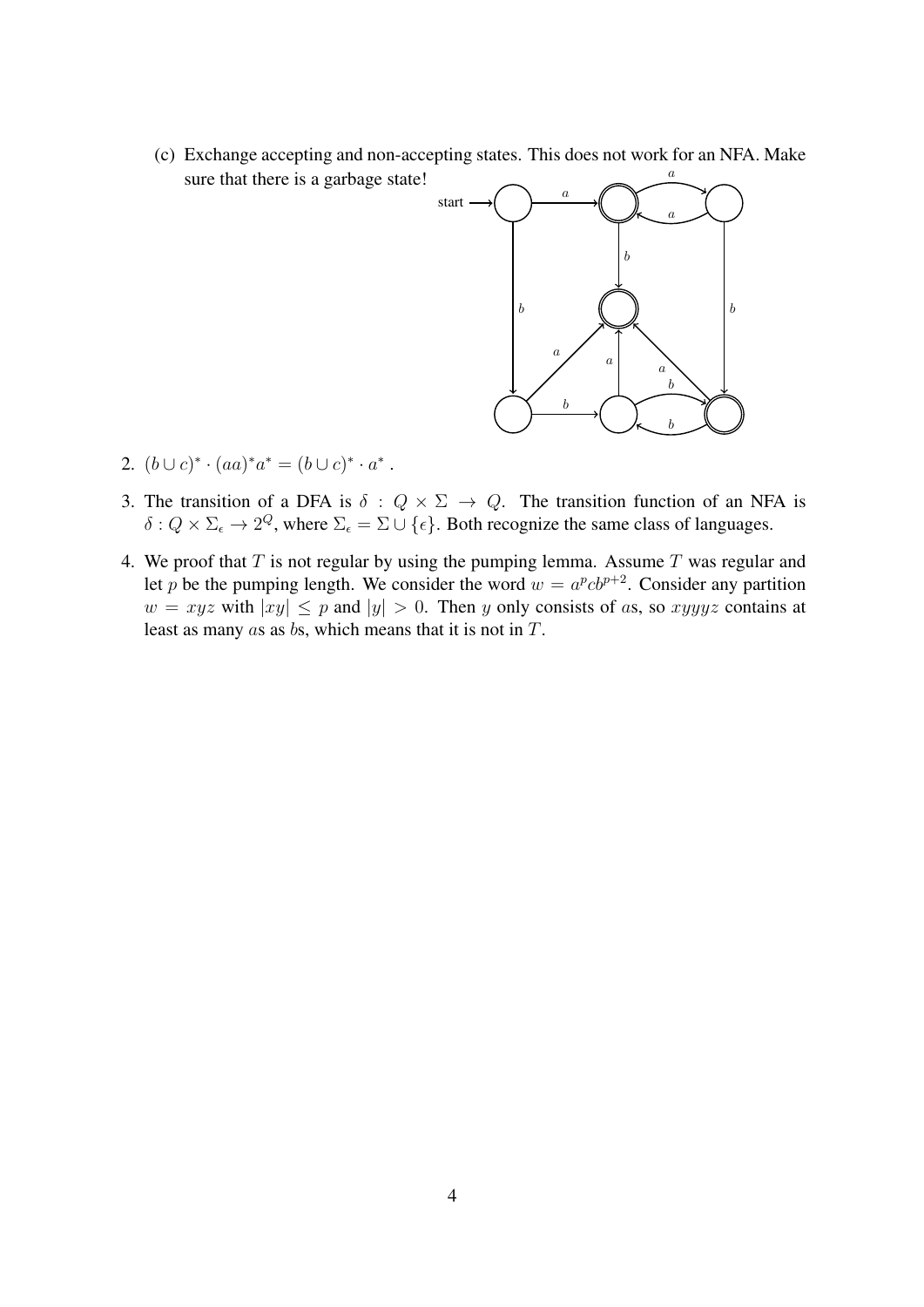(c) Exchange accepting and non-accepting states. This does not work for an NFA. Make sure that there is a garbage state!

2. $(b \cup c)^* \cdot (aa)^* a^* = (b \cup c)^* \cdot a^*$ .

3. The transition of a DFA is $\delta : Q \times \Sigma \rightarrow Q$. The transition function of an NFA is $\delta : Q \times \Sigma_\epsilon \rightarrow 2^Q$, where $\Sigma_\epsilon = \Sigma \cup \{\epsilon\}$. Both recognize the same class of languages.

4. We proof that $T$ is not regular by using the pumping lemma. Assume $T$ was regular and let $p$ be the pumping length. We consider the word $w = a^p c b^{p+2}$. Consider any partition $w = xyz$ with $|xy| \leq p$ and $|y| > 0$. Then $y$ only consists of $a$s, so $xyyyz$ contains at least as many $a$s as $b$s, which means that it is not in $T$.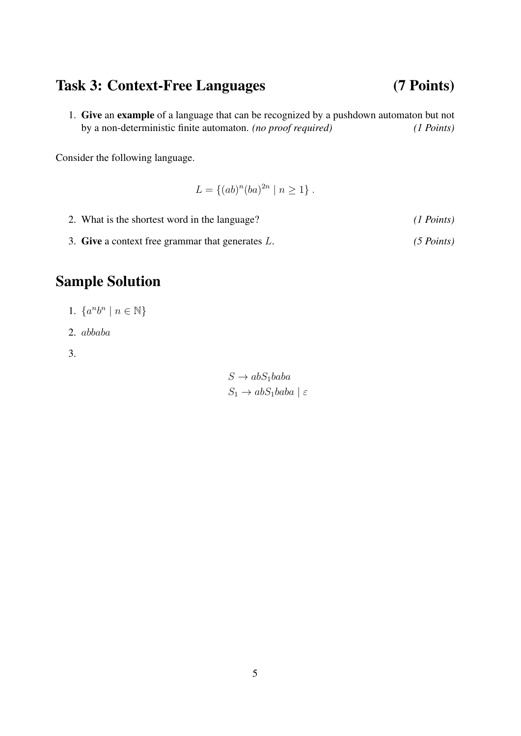## Task 3: Context-Free Languages (7 Points)

1. **Give** an **example** of a language that can be recognized by a pushdown automaton but not by a non-deterministic finite automaton. *(no proof required)* *(1 Points)*

Consider the following language.

$$L = \{(ab)^n (ba)^{2n} \mid n \geq 1\}.$$

2. What is the shortest word in the language? *(1 Points)*

3. **Give** a context free grammar that generates $L$. *(5 Points)*

## Sample Solution

1. $\{a^n b^n \mid n \in \mathbb{N}\}$

2. $abbaba$

3. 

$$S \rightarrow abS_1baba$$
$$S_1 \rightarrow abS_1baba \mid \varepsilon$$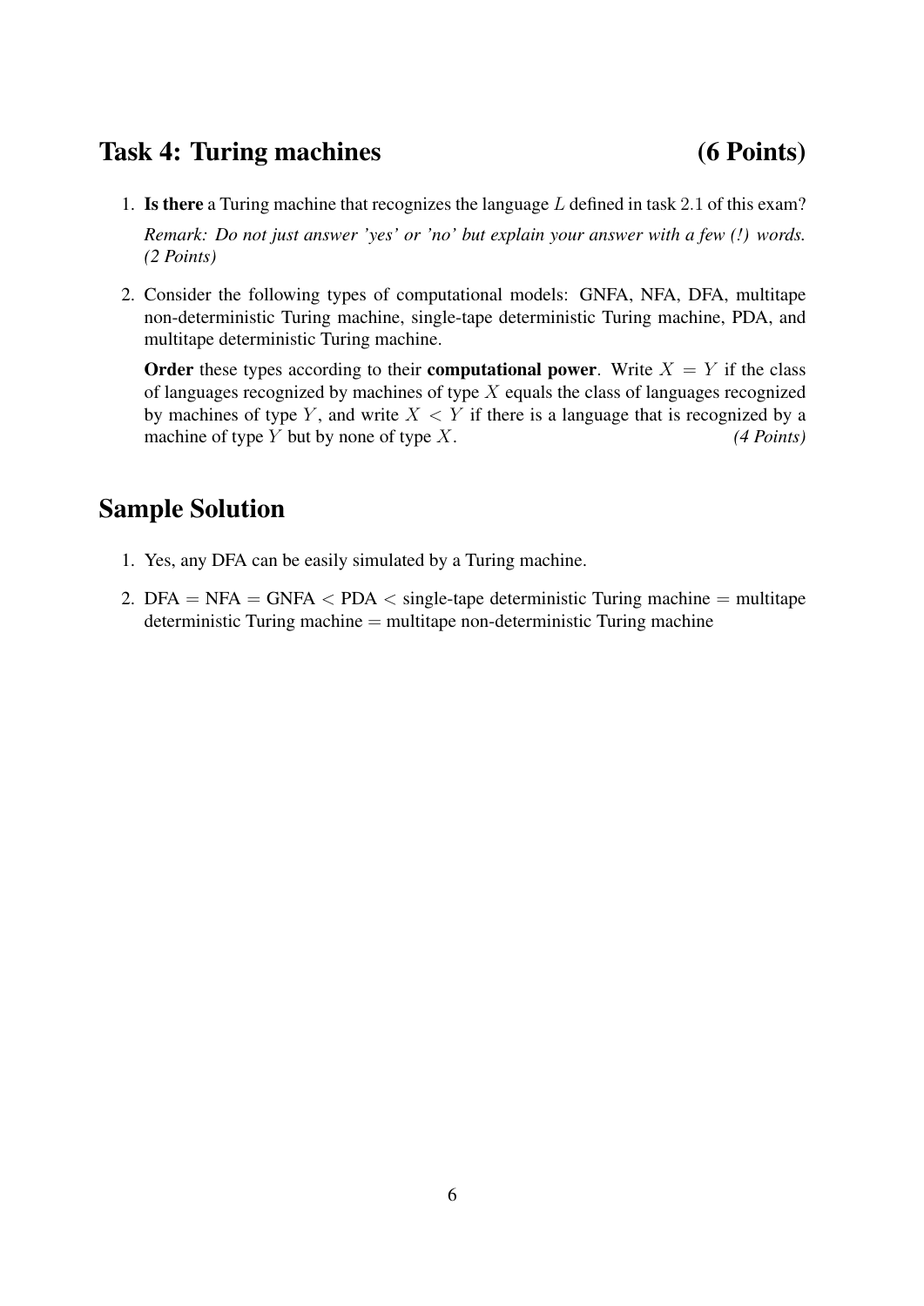## Task 4: Turing machines (6 Points)

1. **Is there** a Turing machine that recognizes the language $L$ defined in task 2.1 of this exam?

   *Remark: Do not just answer 'yes' or 'no' but explain your answer with a few (!) words. (2 Points)*

2. Consider the following types of computational models: GNFA, NFA, DFA, multitape non-deterministic Turing machine, single-tape deterministic Turing machine, PDA, and multitape deterministic Turing machine.

   **Order** these types according to their **computational power**. Write $X = Y$ if the class of languages recognized by machines of type $X$ equals the class of languages recognized by machines of type $Y$, and write $X < Y$ if there is a language that is recognized by a machine of type $Y$ but by none of type $X$. *(4 Points)*

## Sample Solution

1. Yes, any DFA can be easily simulated by a Turing machine.

2. DFA = NFA = GNFA < PDA < single-tape deterministic Turing machine = multitape deterministic Turing machine = multitape non-deterministic Turing machine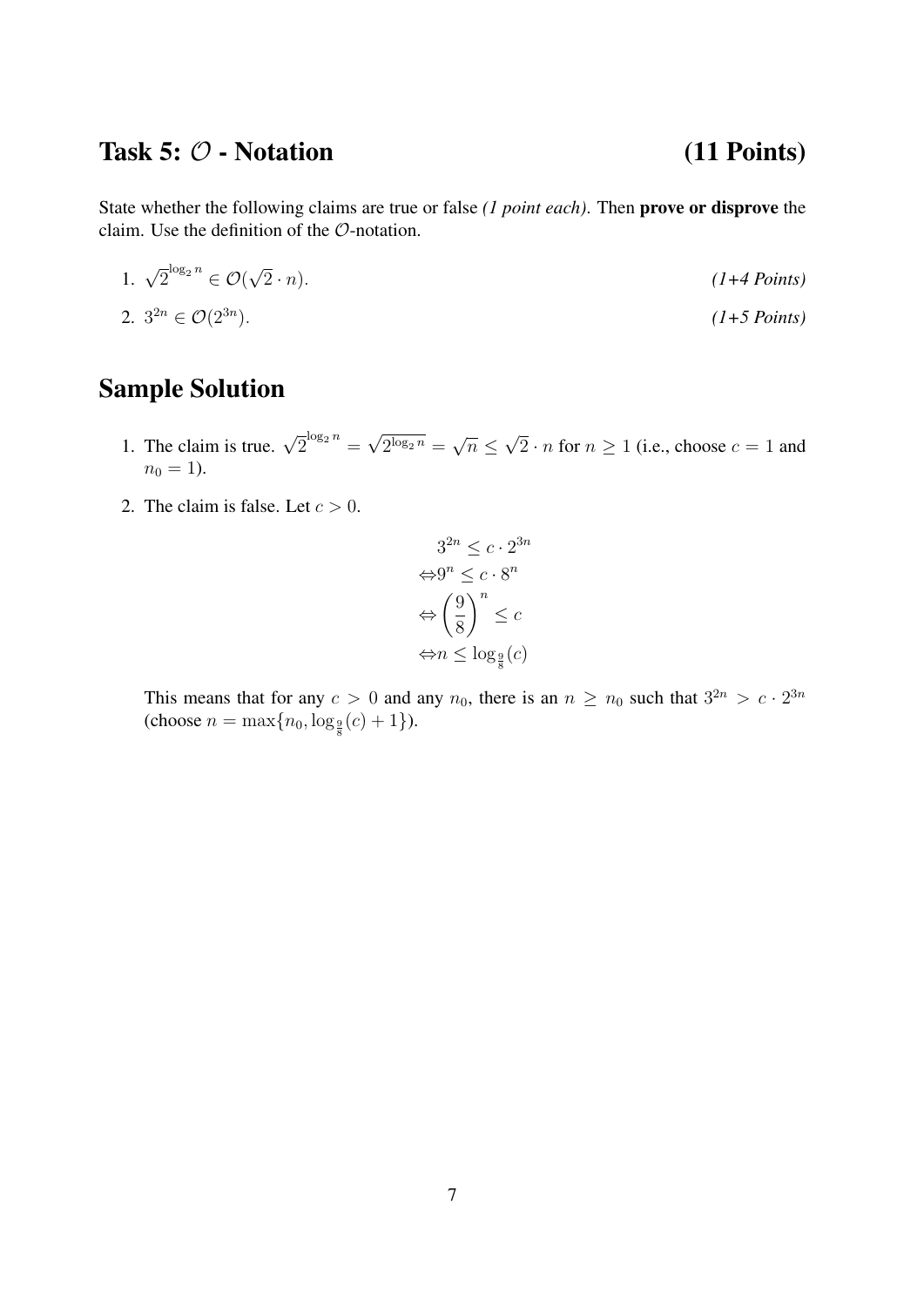## Task 5: $\mathcal{O}$ - Notation (11 Points)

State whether the following claims are true or false *(1 point each)*. Then **prove or disprove** the claim. Use the definition of the $\mathcal{O}$-notation.

1. $\sqrt{2}^{\log_2 n} \in \mathcal{O}(\sqrt{2} \cdot n)$. *(1+4 Points)*
2. $3^{2n} \in \mathcal{O}(2^{3n})$. *(1+5 Points)*

## Sample Solution

1. The claim is true. $\sqrt{2}^{\log_2 n} = \sqrt{2^{\log_2 n}} = \sqrt{n} \leq \sqrt{2} \cdot n$ for $n \geq 1$ (i.e., choose $c = 1$ and $n_0 = 1$).
2. The claim is false. Let $c > 0$.

$$
\begin{aligned}
& 3^{2n} \leq c \cdot 2^{3n} \\
\Leftrightarrow & 9^n \leq c \cdot 8^n \\
\Leftrightarrow & \left(\frac{9}{8}\right)^n \leq c \\
\Leftrightarrow & n \leq \log_{\frac{9}{8}}(c)
\end{aligned}
$$

This means that for any $c > 0$ and any $n_0$, there is an $n \geq n_0$ such that $3^{2n} > c \cdot 2^{3n}$ (choose $n = \max\{n_0, \log_{\frac{9}{8}}(c) + 1\}$).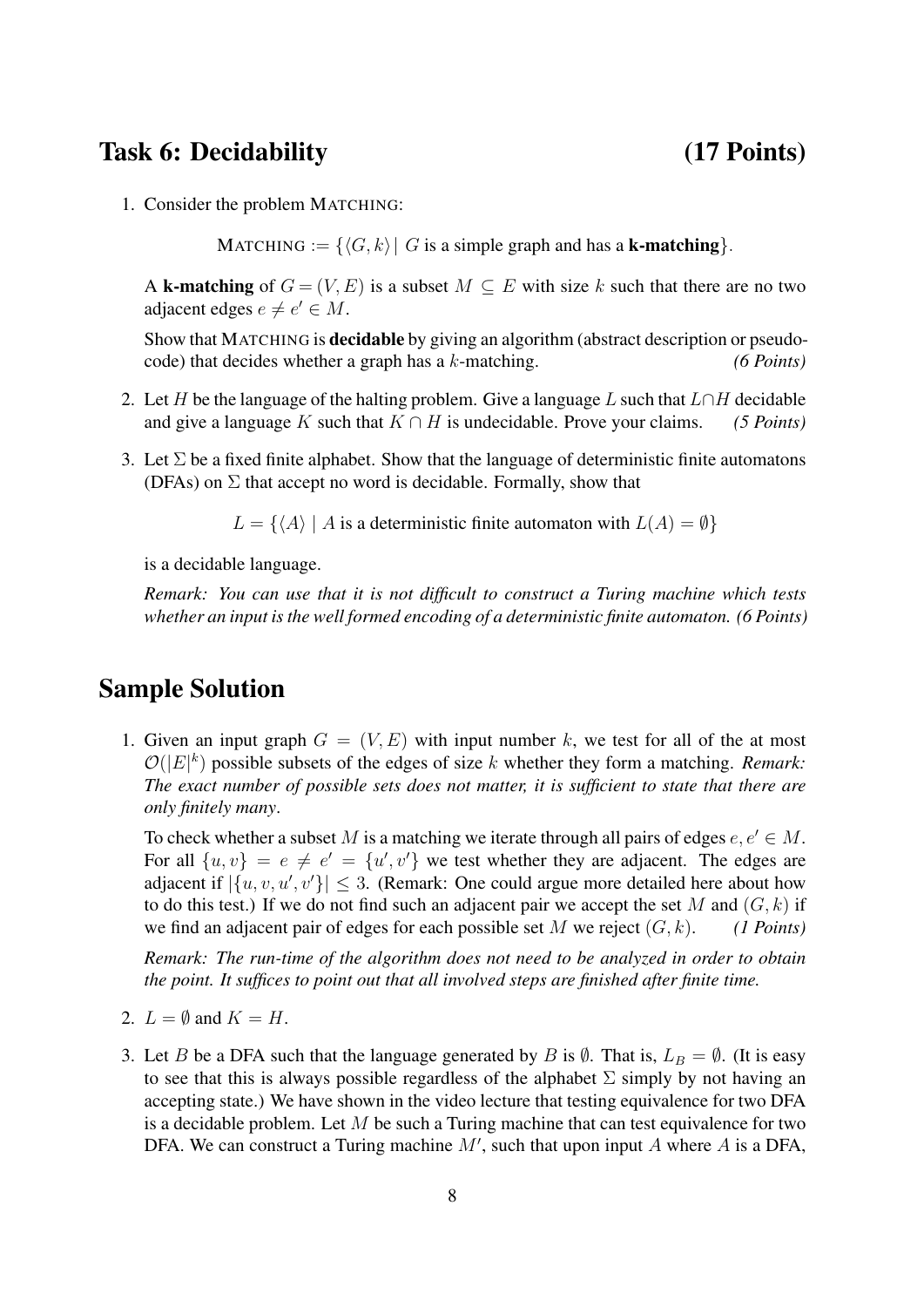## Task 6: Decidability (17 Points)

1. Consider the problem MATCHING:

   $$\text{MATCHING} := \{\langle G, k\rangle \mid G \text{ is a simple graph and has a } \textbf{k-matching}\}.$$

   A **k-matching** of $G = (V, E)$ is a subset $M \subseteq E$ with size $k$ such that there are no two adjacent edges $e \neq e' \in M$.

   Show that MATCHING is **decidable** by giving an algorithm (abstract description or pseudo-code) that decides whether a graph has a $k$-matching. *(6 Points)*

2. Let $H$ be the language of the halting problem. Give a language $L$ such that $L \cap H$ decidable and give a language $K$ such that $K \cap H$ is undecidable. Prove your claims. *(5 Points)*

3. Let $\Sigma$ be a fixed finite alphabet. Show that the language of deterministic finite automatons (DFAs) on $\Sigma$ that accept no word is decidable. Formally, show that

   $$L = \{\langle A\rangle \mid A \text{ is a deterministic finite automaton with } L(A) = \emptyset\}$$

   is a decidable language.

   *Remark: You can use that it is not difficult to construct a Turing machine which tests whether an input is the well formed encoding of a deterministic finite automaton. (6 Points)*

## Sample Solution

1. Given an input graph $G = (V, E)$ with input number $k$, we test for all of the at most $\mathcal{O}(|E|^k)$ possible subsets of the edges of size $k$ whether they form a matching. *Remark: The exact number of possible sets does not matter, it is sufficient to state that there are only finitely many.*

   To check whether a subset $M$ is a matching we iterate through all pairs of edges $e, e' \in M$. For all $\{u, v\} = e \neq e' = \{u', v'\}$ we test whether they are adjacent. The edges are adjacent if $|\{u, v, u', v'\}| \leq 3$. (Remark: One could argue more detailed here about how to do this test.) If we do not find such an adjacent pair we accept the set $M$ and $(G, k)$ if we find an adjacent pair of edges for each possible set $M$ we reject $(G, k)$. *(1 Points)*

   *Remark: The run-time of the algorithm does not need to be analyzed in order to obtain the point. It suffices to point out that all involved steps are finished after finite time.*

2. $L = \emptyset$ and $K = H$.

3. Let $B$ be a DFA such that the language generated by $B$ is $\emptyset$. That is, $L_B = \emptyset$. (It is easy to see that this is always possible regardless of the alphabet $\Sigma$ simply by not having an accepting state.) We have shown in the video lecture that testing equivalence for two DFA is a decidable problem. Let $M$ be such a Turing machine that can test equivalence for two DFA. We can construct a Turing machine $M'$, such that upon input $A$ where $A$ is a DFA,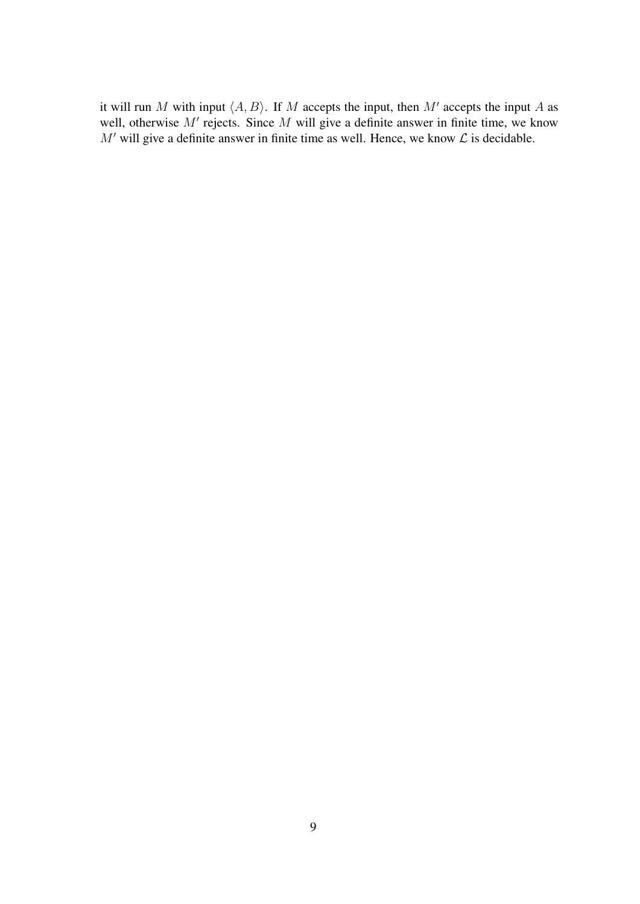it will run $M$ with input $\langle A, B \rangle$. If $M$ accepts the input, then $M'$ accepts the input $A$ as well, otherwise $M'$ rejects. Since $M$ will give a definite answer in finite time, we know $M'$ will give a definite answer in finite time as well. Hence, we know $\mathcal{L}$ is decidable.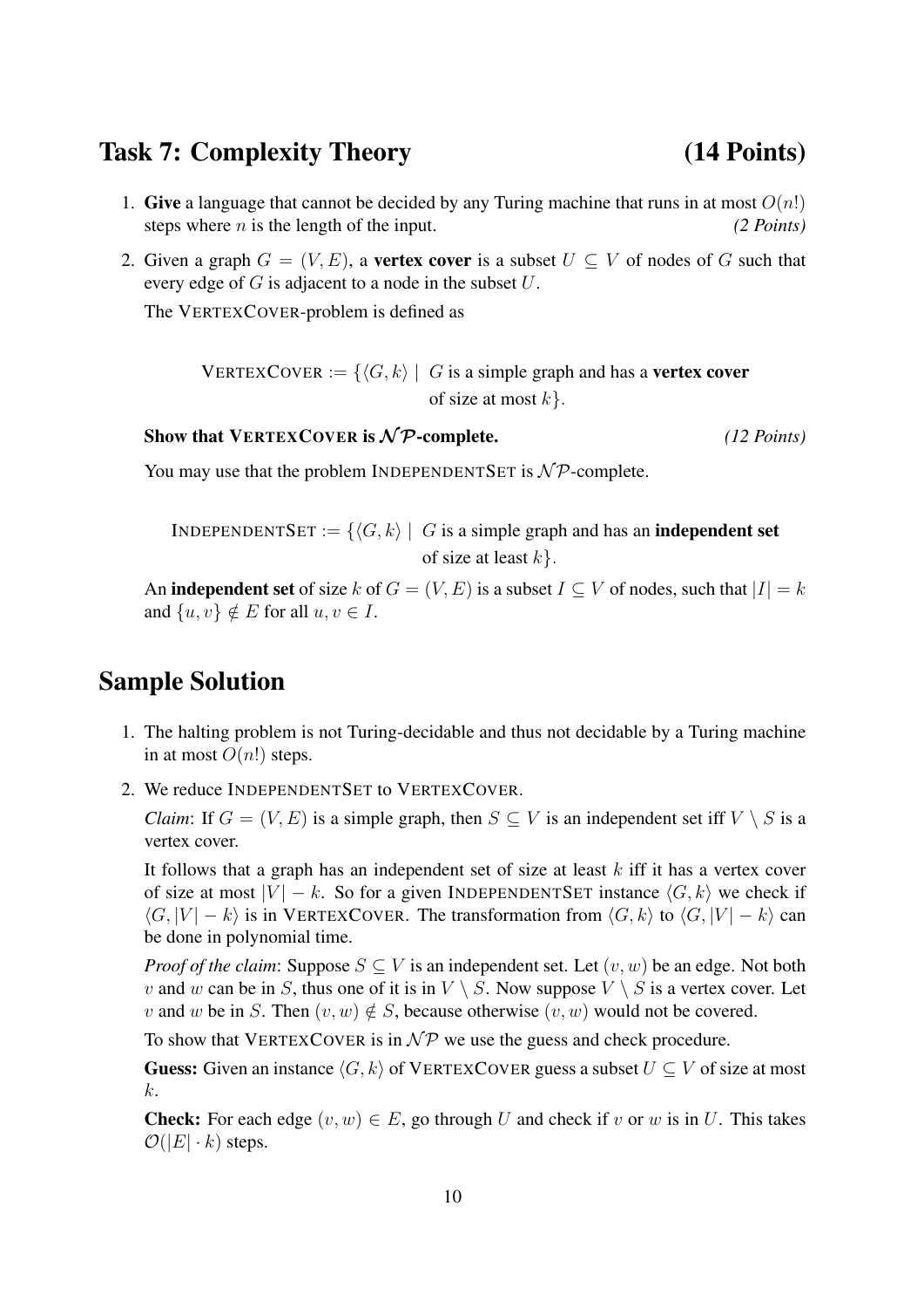## Task 7: Complexity Theory (14 Points)

1. **Give** a language that cannot be decided by any Turing machine that runs in at most $O(n!)$ steps where $n$ is the length of the input. *(2 Points)*

2. Given a graph $G = (V, E)$, a **vertex cover** is a subset $U \subseteq V$ of nodes of $G$ such that every edge of $G$ is adjacent to a node in the subset $U$.

   The VERTEXCOVER-problem is defined as

   $$\text{VERTEXCOVER} := \{\langle G, k\rangle \mid G \text{ is a simple graph and has a } \textbf{vertex cover} \text{ of size at most } k\}.$$

   **Show that VERTEXCOVER is $\mathcal{NP}$-complete.** *(12 Points)*

   You may use that the problem INDEPENDENTSET is $\mathcal{NP}$-complete.

   $$\text{INDEPENDENTSET} := \{\langle G, k\rangle \mid G \text{ is a simple graph and has an } \textbf{independent set} \text{ of size at least } k\}.$$

   An **independent set** of size $k$ of $G = (V, E)$ is a subset $I \subseteq V$ of nodes, such that $|I| = k$ and $\{u, v\} \notin E$ for all $u, v \in I$.

## Sample Solution

1. The halting problem is not Turing-decidable and thus not decidable by a Turing machine in at most $O(n!)$ steps.

2. We reduce INDEPENDENTSET to VERTEXCOVER.

   *Claim*: If $G = (V, E)$ is a simple graph, then $S \subseteq V$ is an independent set iff $V \setminus S$ is a vertex cover.

   It follows that a graph has an independent set of size at least $k$ iff it has a vertex cover of size at most $|V| - k$. So for a given INDEPENDENTSET instance $\langle G, k\rangle$ we check if $\langle G, |V| - k\rangle$ is in VERTEXCOVER. The transformation from $\langle G, k\rangle$ to $\langle G, |V| - k\rangle$ can be done in polynomial time.

   *Proof of the claim*: Suppose $S \subseteq V$ is an independent set. Let $(v, w)$ be an edge. Not both $v$ and $w$ can be in $S$, thus one of it is in $V \setminus S$. Now suppose $V \setminus S$ is a vertex cover. Let $v$ and $w$ be in $S$. Then $(v, w) \notin S$, because otherwise $(v, w)$ would not be covered.

   To show that VERTEXCOVER is in $\mathcal{NP}$ we use the guess and check procedure.

   **Guess:** Given an instance $\langle G, k\rangle$ of VERTEXCOVER guess a subset $U \subseteq V$ of size at most $k$.

   **Check:** For each edge $(v, w) \in E$, go through $U$ and check if $v$ or $w$ is in $U$. This takes $\mathcal{O}(|E| \cdot k)$ steps.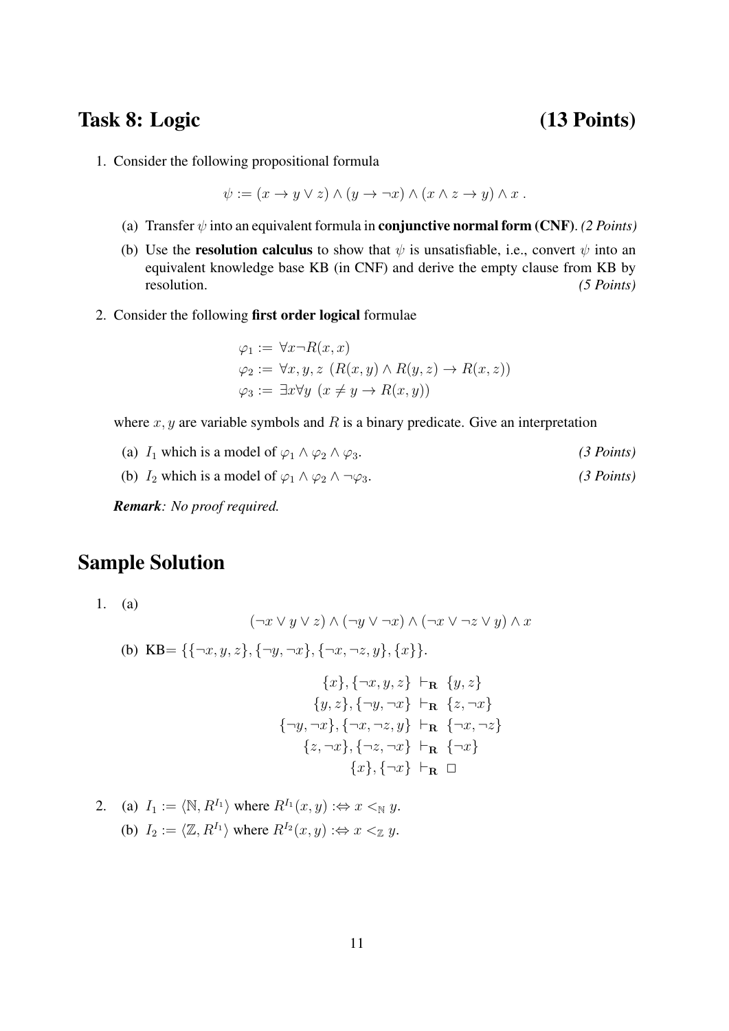## Task 8: Logic (13 Points)

1. Consider the following propositional formula

$$\psi := (x \to y \vee z) \wedge (y \to \neg x) \wedge (x \wedge z \to y) \wedge x \; .$$

   (a) Transfer $\psi$ into an equivalent formula in **conjunctive normal form (CNF)**. *(2 Points)*

   (b) Use the **resolution calculus** to show that $\psi$ is unsatisfiable, i.e., convert $\psi$ into an equivalent knowledge base KB (in CNF) and derive the empty clause from KB by resolution. *(5 Points)*

2. Consider the following **first order logical** formulae

$$\begin{aligned}
\varphi_1 &:= \forall x \neg R(x, x) \\
\varphi_2 &:= \forall x, y, z \; (R(x, y) \wedge R(y, z) \to R(x, z)) \\
\varphi_3 &:= \exists x \forall y \; (x \neq y \to R(x, y))
\end{aligned}$$

where $x, y$ are variable symbols and $R$ is a binary predicate. Give an interpretation

   (a) $I_1$ which is a model of $\varphi_1 \wedge \varphi_2 \wedge \varphi_3$. *(3 Points)*

   (b) $I_2$ which is a model of $\varphi_1 \wedge \varphi_2 \wedge \neg\varphi_3$. *(3 Points)*

***Remark****: No proof required.*

## Sample Solution

1. (a)

$$(\neg x \vee y \vee z) \wedge (\neg y \vee \neg x) \wedge (\neg x \vee \neg z \vee y) \wedge x$$

   (b) KB$= \{\{\neg x, y, z\}, \{\neg y, \neg x\}, \{\neg x, \neg z, y\}, \{x\}\}$.

$$\begin{aligned}
\{x\}, \{\neg x, y, z\} &\vdash_{\mathbf{R}} \{y, z\} \\
\{y, z\}, \{\neg y, \neg x\} &\vdash_{\mathbf{R}} \{z, \neg x\} \\
\{\neg y, \neg x\}, \{\neg x, \neg z, y\} &\vdash_{\mathbf{R}} \{\neg x, \neg z\} \\
\{z, \neg x\}, \{\neg z, \neg x\} &\vdash_{\mathbf{R}} \{\neg x\} \\
\{x\}, \{\neg x\} &\vdash_{\mathbf{R}} \Box
\end{aligned}$$

2. (a) $I_1 := \langle \mathbb{N}, R^{I_1} \rangle$ where $R^{I_1}(x, y) :\Leftrightarrow x <_{\mathbb{N}} y$.

   (b) $I_2 := \langle \mathbb{Z}, R^{I_1} \rangle$ where $R^{I_2}(x, y) :\Leftrightarrow x <_{\mathbb{Z}} y$.